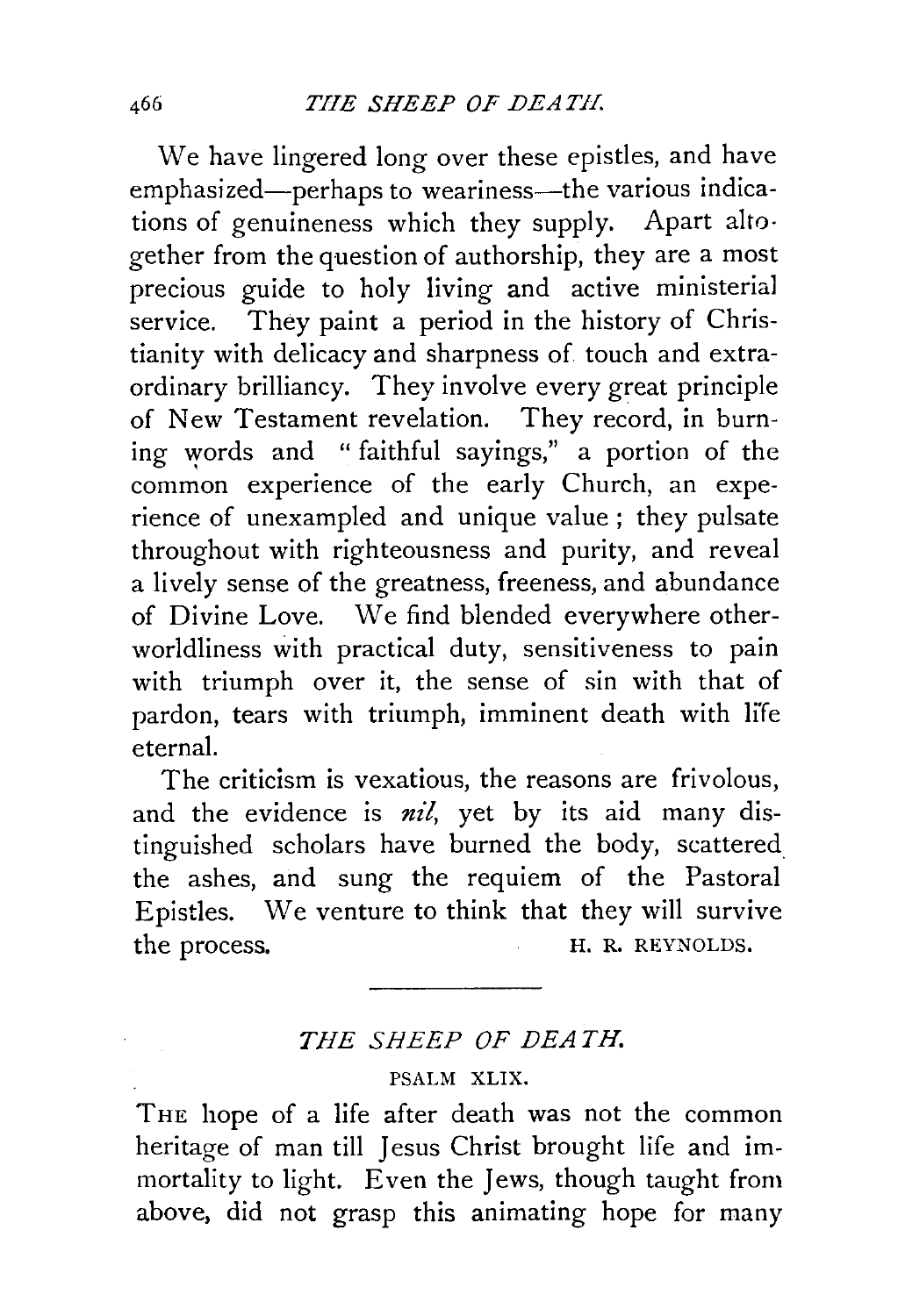We have lingered long over these epistles, and have emphasized—perhaps to weariness—the various indications of genuineness which they supply. Apart altogether from the question of authorship, they are a most precious guide to holy living and active ministerial service. They paint a period in the history of Christianity with delicacy and sharpness of touch and extraordinary brilliancy. They involve every great principle of New Testament revelation. They record, in burning words and "faithful sayings," a portion of the common experience of the early Church, an experience of unexampled and unique value; they pulsate throughout with righteousness and purity, and reveal a lively sense of the greatness, freeness, and abundance of Divine Love. We find blended everywhere otherworldliness with practical duty, sensitiveness to pain with triumph over it, the sense of sin with that of pardon, tears with triumph, imminent death with life eternal.

The criticism is vexatious, the reasons are frivolous, and the evidence is *nil*, yet by its aid many distinguished scholars have burned the body, scattered the ashes, and sung the requiem of the Pastoral Epistles. We venture to think that they will survive the process.

H. R. REYNOLDS.

---

## *THE SHEEP OF DEATH.*

### PSALM XLIX.

THE hope of a life after death was not the common heritage of man till Jesus Christ brought life and immortality to light. Even the Jews, though taught from above, did not grasp this animating hope for many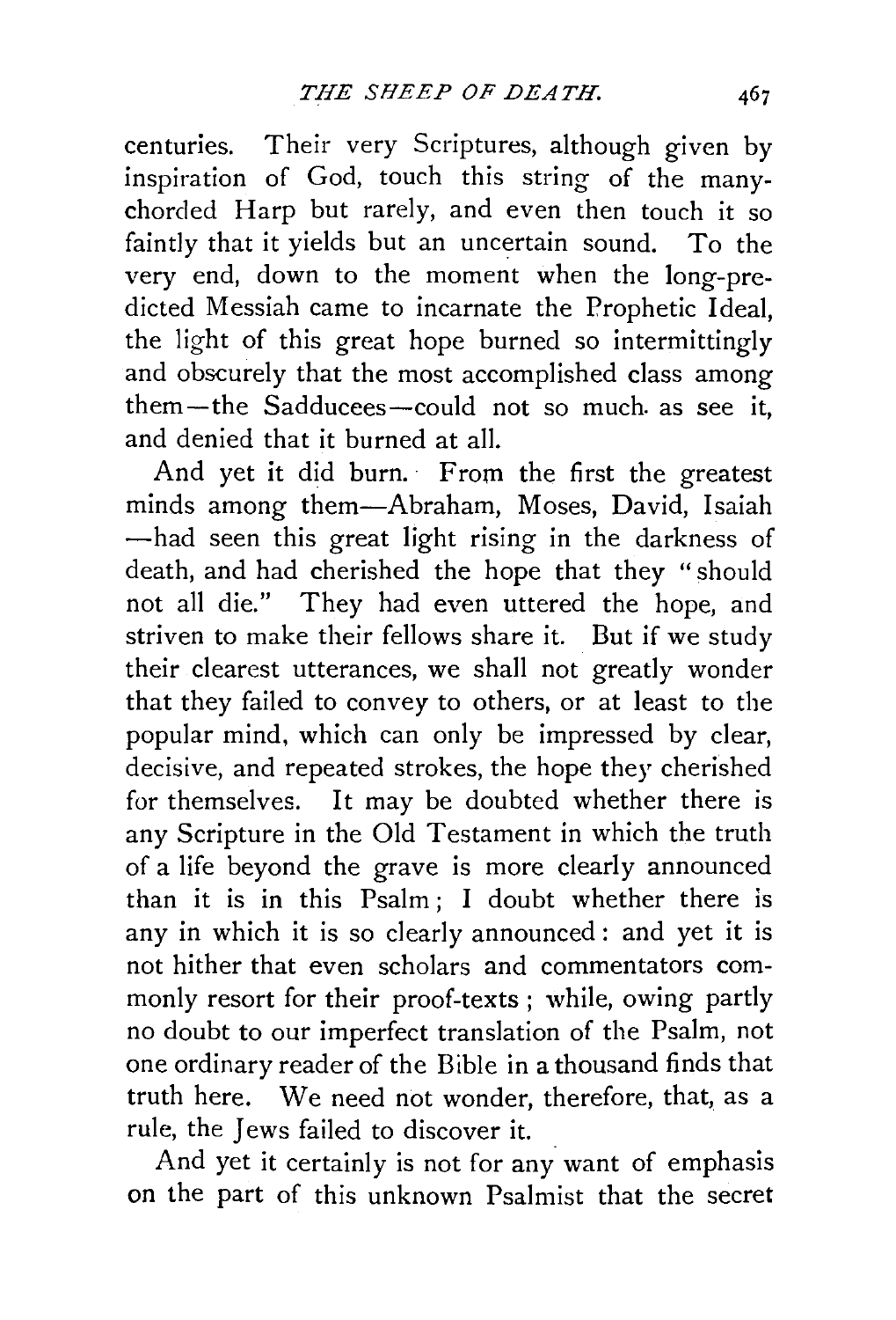centuries. Their very Scriptures, although given by inspiration of God, touch this string of the many-chorded Harp but rarely, and even then touch it so faintly that it yields but an uncertain sound. To the very end, down to the moment when the long-predicted Messiah came to incarnate the Prophetic Ideal, the light of this great hope burned so intermittingly and obscurely that the most accomplished class among them—the Sadducees—could not so much as see it, and denied that it burned at all.

And yet it did burn. From the first the greatest minds among them—Abraham, Moses, David, Isaiah —had seen this great light rising in the darkness of death, and had cherished the hope that they "should not all die." They had even uttered the hope, and striven to make their fellows share it. But if we study their clearest utterances, we shall not greatly wonder that they failed to convey to others, or at least to the popular mind, which can only be impressed by clear, decisive, and repeated strokes, the hope they cherished for themselves. It may be doubted whether there is any Scripture in the Old Testament in which the truth of a life beyond the grave is more clearly announced than it is in this Psalm; I doubt whether there is any in which it is so clearly announced: and yet it is not hither that even scholars and commentators commonly resort for their proof-texts; while, owing partly no doubt to our imperfect translation of the Psalm, not one ordinary reader of the Bible in a thousand finds that truth here. We need not wonder, therefore, that, as a rule, the Jews failed to discover it.

And yet it certainly is not for any want of emphasis on the part of this unknown Psalmist that the secret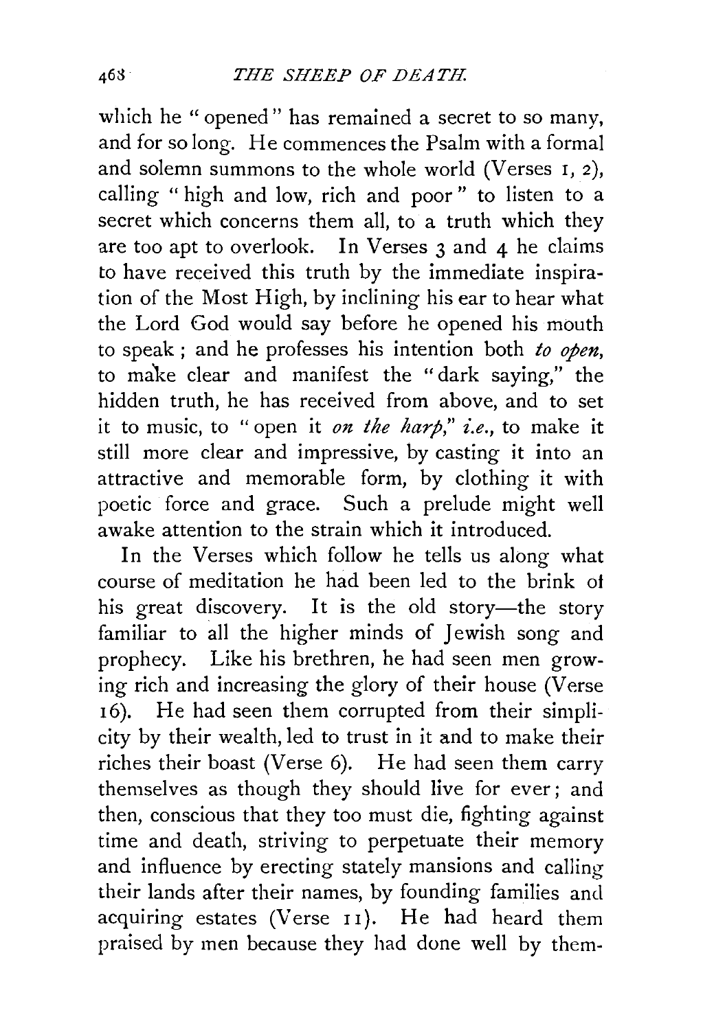which he "opened" has remained a secret to so many, and for so long. He commences the Psalm with a formal and solemn summons to the whole world (Verses 1, 2), calling "high and low, rich and poor" to listen to a secret which concerns them all, to a truth which they are too apt to overlook. In Verses 3 and 4 he claims to have received this truth by the immediate inspiration of the Most High, by inclining his ear to hear what the Lord God would say before he opened his mouth to speak; and he professes his intention both *to open*, to make clear and manifest the "dark saying," the hidden truth, he has received from above, and to set it to music, to "open it *on the harp*," *i.e.*, to make it still more clear and impressive, by casting it into an attractive and memorable form, by clothing it with poetic force and grace. Such a prelude might well awake attention to the strain which it introduced.

In the Verses which follow he tells us along what course of meditation he had been led to the brink of his great discovery. It is the old story—the story familiar to all the higher minds of Jewish song and prophecy. Like his brethren, he had seen men growing rich and increasing the glory of their house (Verse 16). He had seen them corrupted from their simplicity by their wealth, led to trust in it and to make their riches their boast (Verse 6). He had seen them carry themselves as though they should live for ever; and then, conscious that they too must die, fighting against time and death, striving to perpetuate their memory and influence by erecting stately mansions and calling their lands after their names, by founding families and acquiring estates (Verse 11). He had heard them praised by men because they had done well by them-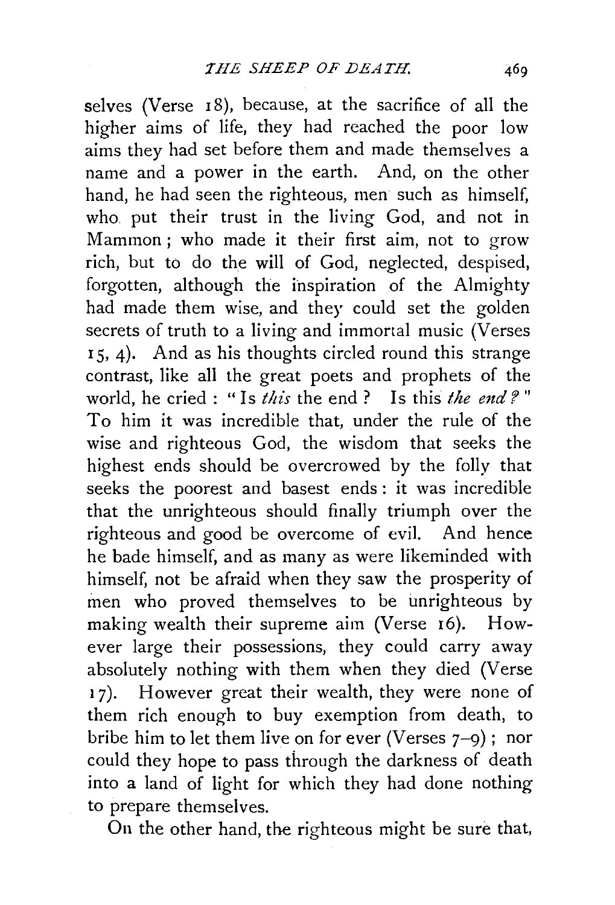selves (Verse 18), because, at the sacrifice of all the higher aims of life, they had reached the poor low aims they had set before them and made themselves a name and a power in the earth. And, on the other hand, he had seen the righteous, men such as himself, who put their trust in the living God, and not in Mammon; who made it their first aim, not to grow rich, but to do the will of God, neglected, despised, forgotten, although the inspiration of the Almighty had made them wise, and they could set the golden secrets of truth to a living and immortal music (Verses 15, 4). And as his thoughts circled round this strange contrast, like all the great poets and prophets of the world, he cried: "Is *this* the end? Is this *the end?*" To him it was incredible that, under the rule of the wise and righteous God, the wisdom that seeks the highest ends should be overcrowed by the folly that seeks the poorest and basest ends: it was incredible that the unrighteous should finally triumph over the righteous and good be overcome of evil. And hence he bade himself, and as many as were likeminded with himself, not be afraid when they saw the prosperity of men who proved themselves to be unrighteous by making wealth their supreme aim (Verse 16). However large their possessions, they could carry away absolutely nothing with them when they died (Verse 17). However great their wealth, they were none of them rich enough to buy exemption from death, to bribe him to let them live on for ever (Verses 7–9); nor could they hope to pass through the darkness of death into a land of light for which they had done nothing to prepare themselves.

On the other hand, the righteous might be sure that,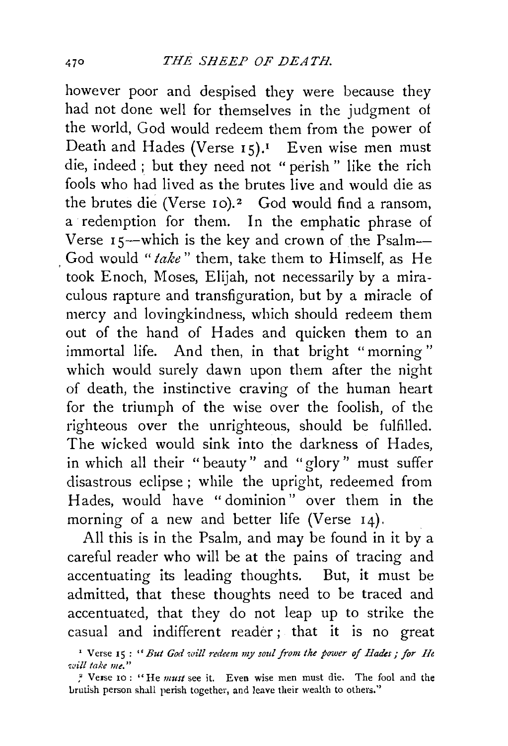however poor and despised they were because they had not done well for themselves in the judgment of the world, God would redeem them from the power of Death and Hades (Verse 15).[1] Even wise men must die, indeed; but they need not "perish" like the rich fools who had lived as the brutes live and would die as the brutes die (Verse 10).[2] God would find a ransom, a redemption for them. In the emphatic phrase of Verse 15—which is the key and crown of the Psalm—God would "*take*" them, take them to Himself, as He took Enoch, Moses, Elijah, not necessarily by a miraculous rapture and transfiguration, but by a miracle of mercy and lovingkindness, which should redeem them out of the hand of Hades and quicken them to an immortal life. And then, in that bright "morning" which would surely dawn upon them after the night of death, the instinctive craving of the human heart for the triumph of the wise over the foolish, of the righteous over the unrighteous, should be fulfilled. The wicked would sink into the darkness of Hades, in which all their "beauty" and "glory" must suffer disastrous eclipse; while the upright, redeemed from Hades, would have "dominion" over them in the morning of a new and better life (Verse 14).

All this is in the Psalm, and may be found in it by a careful reader who will be at the pains of tracing and accentuating its leading thoughts. But, it must be admitted, that these thoughts need to be traced and accentuated, that they do not leap up to strike the casual and indifferent reader; that it is no great

[1] Verse 15: "*But God will redeem my soul from the power of Hades; for He will take me.*"

[2] Verse 10: "He *must* see it. Even wise men must die. The fool and the brutish person shall perish together, and leave their wealth to others."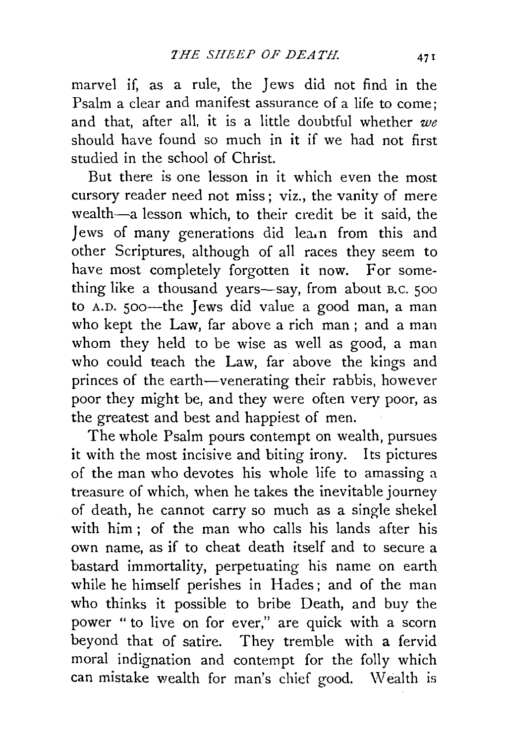marvel if, as a rule, the Jews did not find in the Psalm a clear and manifest assurance of a life to come; and that, after all, it is a little doubtful whether *we* should have found so much in it if we had not first studied in the school of Christ.

But there is one lesson in it which even the most cursory reader need not miss; viz., the vanity of mere wealth—a lesson which, to their credit be it said, the Jews of many generations did learn from this and other Scriptures, although of all races they seem to have most completely forgotten it now. For something like a thousand years—say, from about B.C. 500 to A.D. 500—the Jews did value a good man, a man who kept the Law, far above a rich man; and a man whom they held to be wise as well as good, a man who could teach the Law, far above the kings and princes of the earth—venerating their rabbis, however poor they might be, and they were often very poor, as the greatest and best and happiest of men.

The whole Psalm pours contempt on wealth, pursues it with the most incisive and biting irony. Its pictures of the man who devotes his whole life to amassing a treasure of which, when he takes the inevitable journey of death, he cannot carry so much as a single shekel with him; of the man who calls his lands after his own name, as if to cheat death itself and to secure a bastard immortality, perpetuating his name on earth while he himself perishes in Hades; and of the man who thinks it possible to bribe Death, and buy the power "to live on for ever," are quick with a scorn beyond that of satire. They tremble with a fervid moral indignation and contempt for the folly which can mistake wealth for man's chief good. Wealth is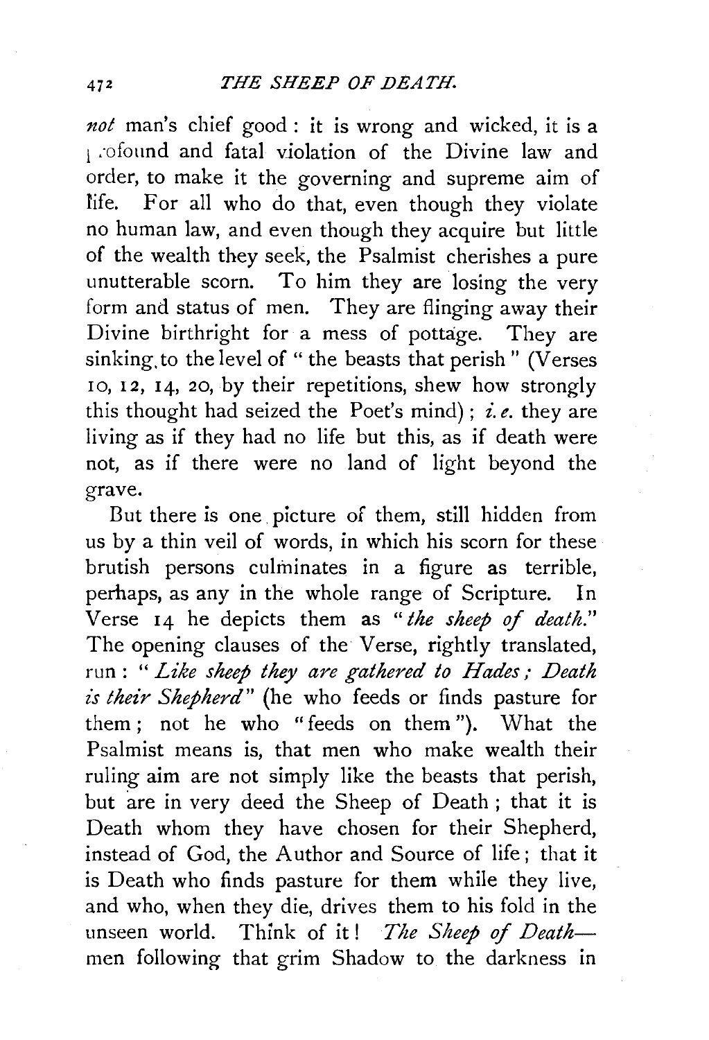*not* man's chief good: it is wrong and wicked, it is a profound and fatal violation of the Divine law and order, to make it the governing and supreme aim of life. For all who do that, even though they violate no human law, and even though they acquire but little of the wealth they seek, the Psalmist cherishes a pure unutterable scorn. To him they are losing the very form and status of men. They are flinging away their Divine birthright for a mess of pottage. They are sinking to the level of "the beasts that perish" (Verses 10, 12, 14, 20, by their repetitions, shew how strongly this thought had seized the Poet's mind); *i.e.* they are living as if they had no life but this, as if death were not, as if there were no land of light beyond the grave.

But there is one picture of them, still hidden from us by a thin veil of words, in which his scorn for these brutish persons culminates in a figure as terrible, perhaps, as any in the whole range of Scripture. In Verse 14 he depicts them as "*the sheep of death.*" The opening clauses of the Verse, rightly translated, run: "*Like sheep they are gathered to Hades; Death is their Shepherd*" (he who feeds or finds pasture for them; not he who "feeds on them"). What the Psalmist means is, that men who make wealth their ruling aim are not simply like the beasts that perish, but are in very deed the Sheep of Death; that it is Death whom they have chosen for their Shepherd, instead of God, the Author and Source of life; that it is Death who finds pasture for them while they live, and who, when they die, drives them to his fold in the unseen world. Think of it! *The Sheep of Death*—men following that grim Shadow to the darkness in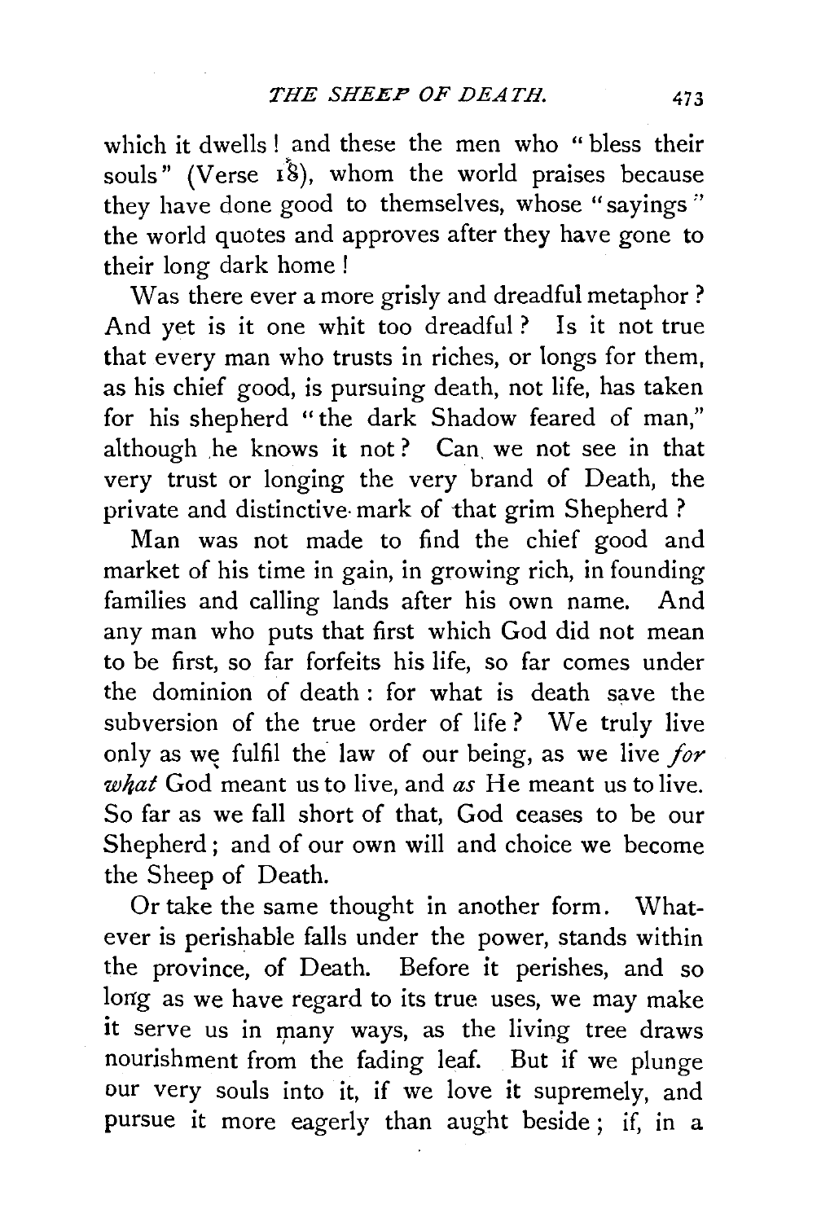which it dwells! and these the men who "bless their souls" (Verse 18), whom the world praises because they have done good to themselves, whose "sayings" the world quotes and approves after they have gone to their long dark home!

Was there ever a more grisly and dreadful metaphor? And yet is it one whit too dreadful? Is it not true that every man who trusts in riches, or longs for them, as his chief good, is pursuing death, not life, has taken for his shepherd "the dark Shadow feared of man," although he knows it not? Can we not see in that very trust or longing the very brand of Death, the private and distinctive mark of that grim Shepherd?

Man was not made to find the chief good and market of his time in gain, in growing rich, in founding families and calling lands after his own name. And any man who puts that first which God did not mean to be first, so far forfeits his life, so far comes under the dominion of death: for what is death save the subversion of the true order of life? We truly live only as we fulfil the law of our being, as we live *for what* God meant us to live, and *as* He meant us to live. So far as we fall short of that, God ceases to be our Shepherd; and of our own will and choice we become the Sheep of Death.

Or take the same thought in another form. Whatever is perishable falls under the power, stands within the province, of Death. Before it perishes, and so long as we have regard to its true uses, we may make it serve us in many ways, as the living tree draws nourishment from the fading leaf. But if we plunge our very souls into it, if we love it supremely, and pursue it more eagerly than aught beside; if, in a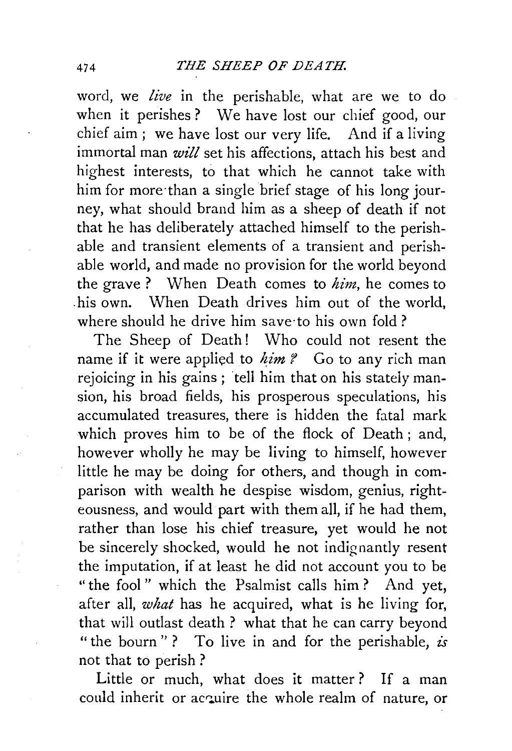word, we *live* in the perishable, what are we to do when it perishes? We have lost our chief good, our chief aim; we have lost our very life. And if a living immortal man *will* set his affections, attach his best and highest interests, to that which he cannot take with him for more than a single brief stage of his long journey, what should brand him as a sheep of death if not that he has deliberately attached himself to the perishable and transient elements of a transient and perishable world, and made no provision for the world beyond the grave? When Death comes to *him*, he comes to his own. When Death drives him out of the world, where should he drive him save to his own fold?

The Sheep of Death! Who could not resent the name if it were applied to *him*? Go to any rich man rejoicing in his gains; tell him that on his stately mansion, his broad fields, his prosperous speculations, his accumulated treasures, there is hidden the fatal mark which proves him to be of the flock of Death; and, however wholly he may be living to himself, however little he may be doing for others, and though in comparison with wealth he despise wisdom, genius, righteousness, and would part with them all, if he had them, rather than lose his chief treasure, yet would he not be sincerely shocked, would he not indignantly resent the imputation, if at least he did not account you to be "the fool" which the Psalmist calls him? And yet, after all, *what* has he acquired, what is he living for, that will outlast death? what that he can carry beyond "the bourn"? To live in and for the perishable, *is* not that to perish?

Little or much, what does it matter? If a man could inherit or acquire the whole realm of nature, or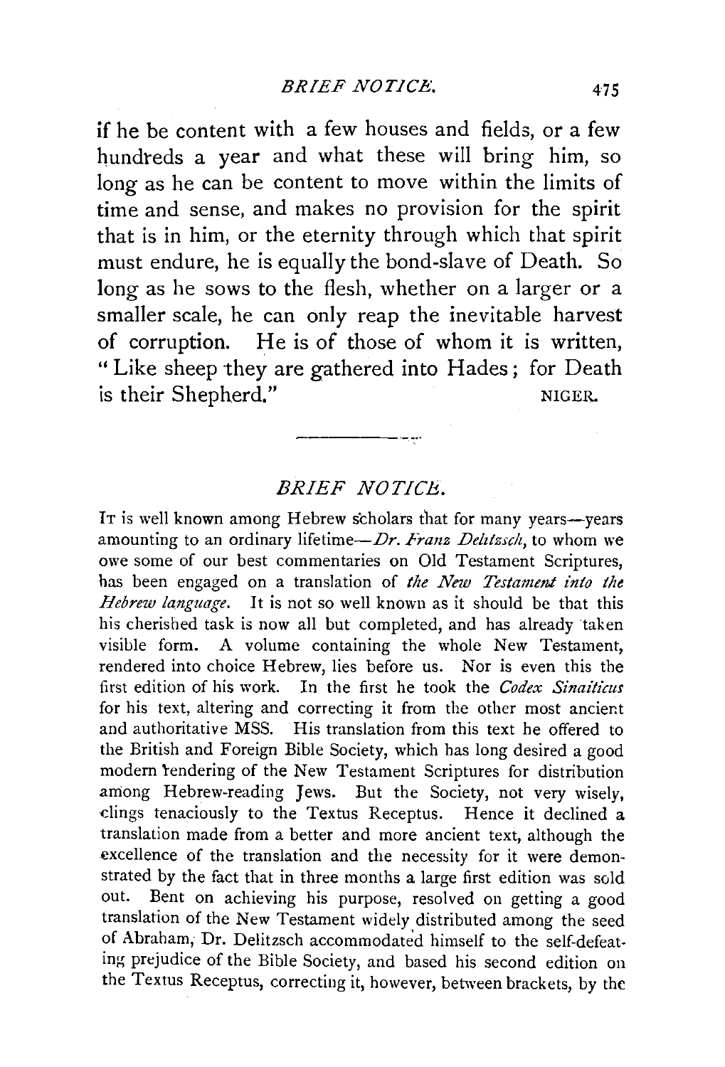if he be content with a few houses and fields, or a few hundreds a year and what these will bring him, so long as he can be content to move within the limits of time and sense, and makes no provision for the spirit that is in him, or the eternity through which that spirit must endure, he is equally the bond-slave of Death. So long as he sows to the flesh, whether on a larger or a smaller scale, he can only reap the inevitable harvest of corruption. He is of those of whom it is written, "Like sheep they are gathered into Hades; for Death is their Shepherd."

NIGER.

---

## *BRIEF NOTICE.*

It is well known among Hebrew scholars that for many years—years amounting to an ordinary lifetime—*Dr. Franz Delitzsch*, to whom we owe some of our best commentaries on Old Testament Scriptures, has been engaged on a translation of *the New Testament into the Hebrew language*. It is not so well known as it should be that this his cherished task is now all but completed, and has already taken visible form. A volume containing the whole New Testament, rendered into choice Hebrew, lies before us. Nor is even this the first edition of his work. In the first he took the *Codex Sinaiticus* for his text, altering and correcting it from the other most ancient and authoritative MSS. His translation from this text he offered to the British and Foreign Bible Society, which has long desired a good modern rendering of the New Testament Scriptures for distribution among Hebrew-reading Jews. But the Society, not very wisely, clings tenaciously to the Textus Receptus. Hence it declined a translation made from a better and more ancient text, although the excellence of the translation and the necessity for it were demonstrated by the fact that in three months a large first edition was sold out. Bent on achieving his purpose, resolved on getting a good translation of the New Testament widely distributed among the seed of Abraham, Dr. Delitzsch accommodated himself to the self-defeating prejudice of the Bible Society, and based his second edition on the Textus Receptus, correcting it, however, between brackets, by the